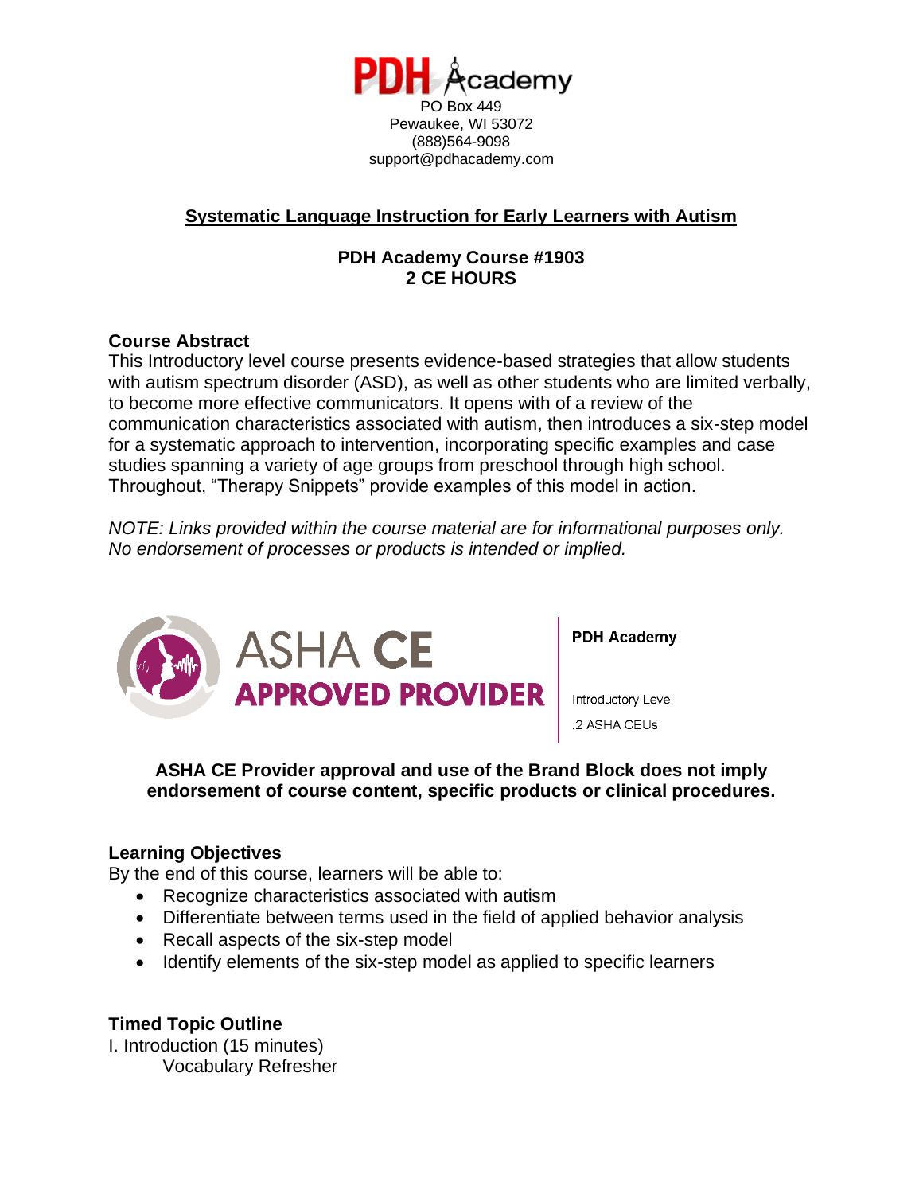PDH Academy
PO Box 449
Pewaukee, WI 53072
(888)564-9098
support@pdhacademy.com

# Systematic Language Instruction for Early Learners with Autism

**PDH Academy Course #1903**
**2 CE HOURS**

## Course Abstract

This Introductory level course presents evidence-based strategies that allow students with autism spectrum disorder (ASD), as well as other students who are limited verbally, to become more effective communicators. It opens with of a review of the communication characteristics associated with autism, then introduces a six-step model for a systematic approach to intervention, incorporating specific examples and case studies spanning a variety of age groups from preschool through high school. Throughout, "Therapy Snippets" provide examples of this model in action.

*NOTE: Links provided within the course material are for informational purposes only. No endorsement of processes or products is intended or implied.*

ASHA CE APPROVED PROVIDER

**PDH Academy**

Introductory Level
.2 ASHA CEUs

**ASHA CE Provider approval and use of the Brand Block does not imply endorsement of course content, specific products or clinical procedures.**

## Learning Objectives

By the end of this course, learners will be able to:

- Recognize characteristics associated with autism
- Differentiate between terms used in the field of applied behavior analysis
- Recall aspects of the six-step model
- Identify elements of the six-step model as applied to specific learners

## Timed Topic Outline

I. Introduction (15 minutes)
  Vocabulary Refresher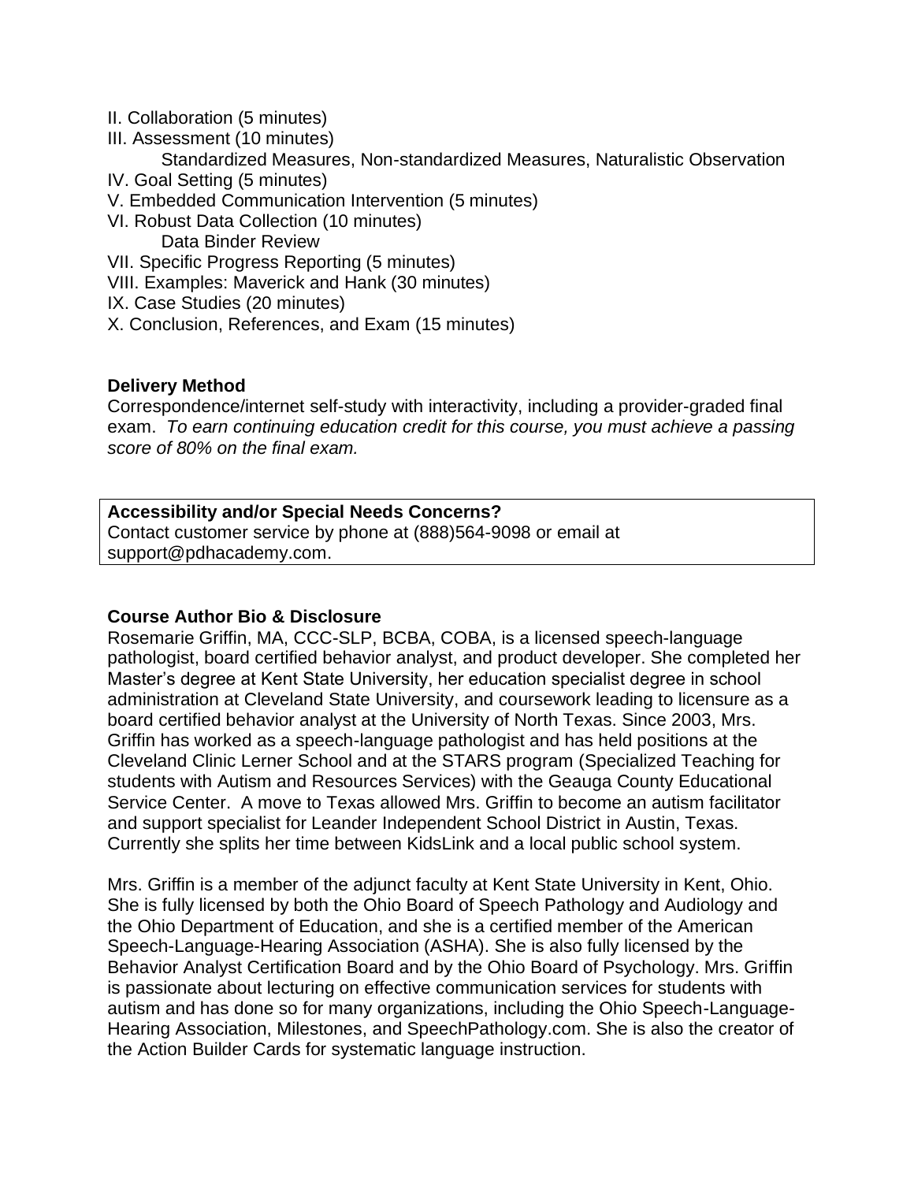II. Collaboration (5 minutes)
III. Assessment (10 minutes)
    Standardized Measures, Non-standardized Measures, Naturalistic Observation
IV. Goal Setting (5 minutes)
V. Embedded Communication Intervention (5 minutes)
VI. Robust Data Collection (10 minutes)
    Data Binder Review
VII. Specific Progress Reporting (5 minutes)
VIII. Examples: Maverick and Hank (30 minutes)
IX. Case Studies (20 minutes)
X. Conclusion, References, and Exam (15 minutes)

**Delivery Method**
Correspondence/internet self-study with interactivity, including a provider-graded final exam. *To earn continuing education credit for this course, you must achieve a passing score of 80% on the final exam.*

**Accessibility and/or Special Needs Concerns?**
Contact customer service by phone at (888)564-9098 or email at support@pdhacademy.com.

**Course Author Bio & Disclosure**
Rosemarie Griffin, MA, CCC-SLP, BCBA, COBA, is a licensed speech-language pathologist, board certified behavior analyst, and product developer. She completed her Master's degree at Kent State University, her education specialist degree in school administration at Cleveland State University, and coursework leading to licensure as a board certified behavior analyst at the University of North Texas. Since 2003, Mrs. Griffin has worked as a speech-language pathologist and has held positions at the Cleveland Clinic Lerner School and at the STARS program (Specialized Teaching for students with Autism and Resources Services) with the Geauga County Educational Service Center. A move to Texas allowed Mrs. Griffin to become an autism facilitator and support specialist for Leander Independent School District in Austin, Texas. Currently she splits her time between KidsLink and a local public school system.

Mrs. Griffin is a member of the adjunct faculty at Kent State University in Kent, Ohio. She is fully licensed by both the Ohio Board of Speech Pathology and Audiology and the Ohio Department of Education, and she is a certified member of the American Speech-Language-Hearing Association (ASHA). She is also fully licensed by the Behavior Analyst Certification Board and by the Ohio Board of Psychology. Mrs. Griffin is passionate about lecturing on effective communication services for students with autism and has done so for many organizations, including the Ohio Speech-Language-Hearing Association, Milestones, and SpeechPathology.com. She is also the creator of the Action Builder Cards for systematic language instruction.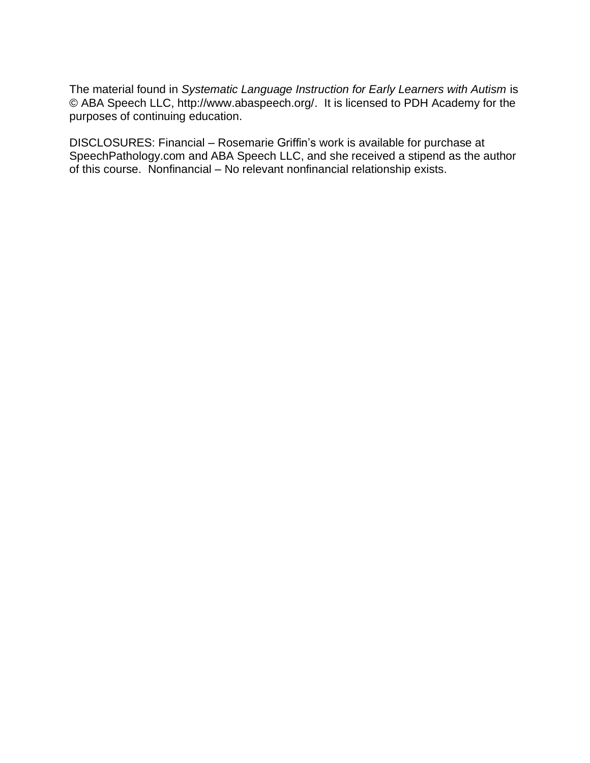The material found in *Systematic Language Instruction for Early Learners with Autism* is © ABA Speech LLC, http://www.abaspeech.org/. It is licensed to PDH Academy for the purposes of continuing education.

DISCLOSURES: Financial – Rosemarie Griffin's work is available for purchase at SpeechPathology.com and ABA Speech LLC, and she received a stipend as the author of this course. Nonfinancial – No relevant nonfinancial relationship exists.